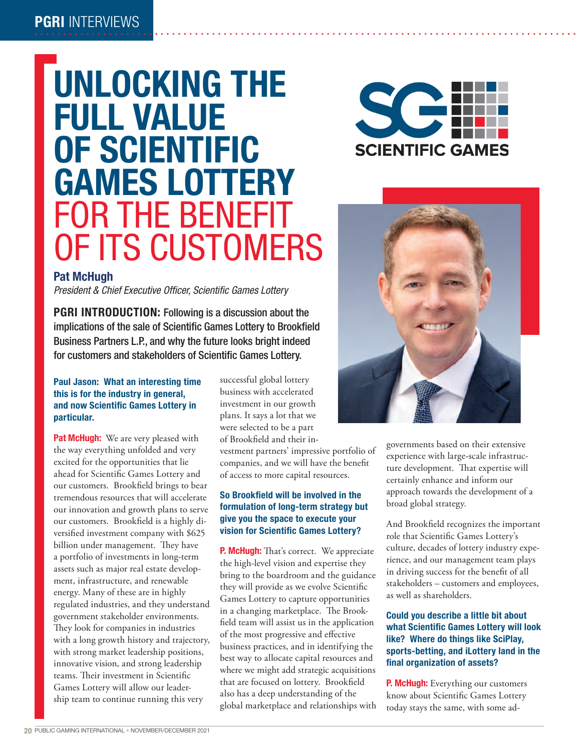# UNLOCKING THE FULL VALUE OF SCIENTIFIC GAMES LOTTERY FOR THE BENEFIT OF ITS CUSTOMERS

**Pat McHugh**
*President & Chief Executive Officer, Scientific Games Lottery*

**PGRI INTRODUCTION:** Following is a discussion about the implications of the sale of Scientific Games Lottery to Brookfield Business Partners L.P., and why the future looks bright indeed for customers and stakeholders of Scientific Games Lottery.

**Paul Jason: What an interesting time this is for the industry in general, and now Scientific Games Lottery in particular.**

**Pat McHugh:** We are very pleased with the way everything unfolded and very excited for the opportunities that lie ahead for Scientific Games Lottery and our customers. Brookfield brings to bear tremendous resources that will accelerate our innovation and growth plans to serve our customers. Brookfield is a highly diversified investment company with $625 billion under management. They have a portfolio of investments in long-term assets such as major real estate development, infrastructure, and renewable energy. Many of these are in highly regulated industries, and they understand government stakeholder environments. They look for companies in industries with a long growth history and trajectory, with strong market leadership positions, innovative vision, and strong leadership teams. Their investment in Scientific Games Lottery will allow our leadership team to continue running this very successful global lottery business with accelerated investment in our growth plans. It says a lot that we were selected to be a part of Brookfield and their investment partners' impressive portfolio of companies, and we will have the benefit of access to more capital resources.

**So Brookfield will be involved in the formulation of long-term strategy but give you the space to execute your vision for Scientific Games Lottery?**

**P. McHugh:** That's correct. We appreciate the high-level vision and expertise they bring to the boardroom and the guidance they will provide as we evolve Scientific Games Lottery to capture opportunities in a changing marketplace. The Brookfield team will assist us in the application of the most progressive and effective business practices, and in identifying the best way to allocate capital resources and where we might add strategic acquisitions that are focused on lottery. Brookfield also has a deep understanding of the global marketplace and relationships with governments based on their extensive experience with large-scale infrastructure development. That expertise will certainly enhance and inform our approach towards the development of a broad global strategy.

And Brookfield recognizes the important role that Scientific Games Lottery's culture, decades of lottery industry experience, and our management team plays in driving success for the benefit of all stakeholders – customers and employees, as well as shareholders.

**Could you describe a little bit about what Scientific Games Lottery will look like? Where do things like SciPlay, sports-betting, and iLottery land in the final organization of assets?**

**P. McHugh:** Everything our customers know about Scientific Games Lottery today stays the same, with some ad-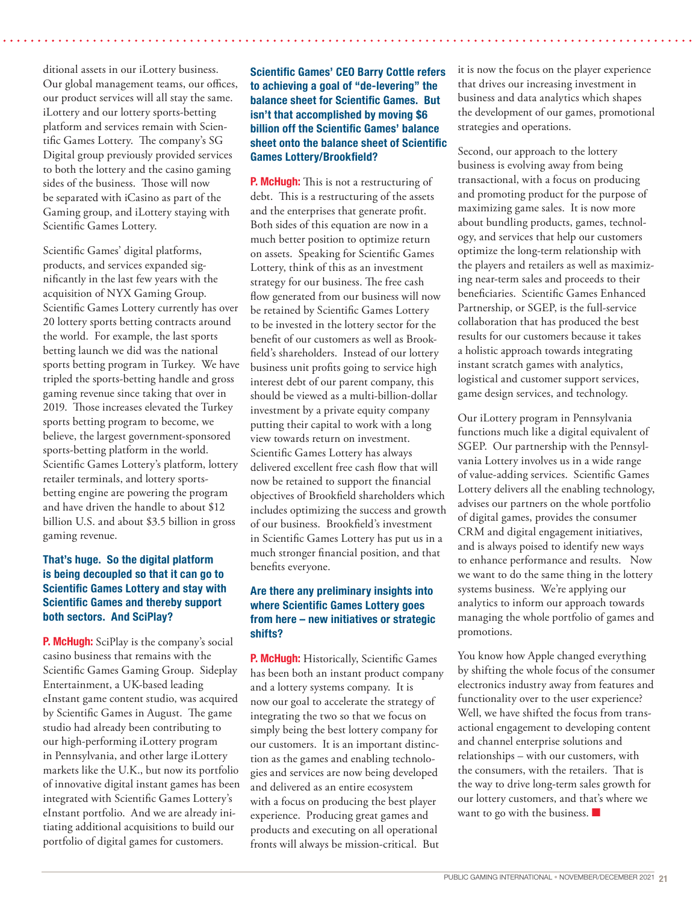ditional assets in our iLottery business. Our global management teams, our offices, our product services will all stay the same. iLottery and our lottery sports-betting platform and services remain with Scientific Games Lottery. The company's SG Digital group previously provided services to both the lottery and the casino gaming sides of the business. Those will now be separated with iCasino as part of the Gaming group, and iLottery staying with Scientific Games Lottery.

Scientific Games' digital platforms, products, and services expanded significantly in the last few years with the acquisition of NYX Gaming Group. Scientific Games Lottery currently has over 20 lottery sports betting contracts around the world. For example, the last sports betting launch we did was the national sports betting program in Turkey. We have tripled the sports-betting handle and gross gaming revenue since taking that over in 2019. Those increases elevated the Turkey sports betting program to become, we believe, the largest government-sponsored sports-betting platform in the world. Scientific Games Lottery's platform, lottery retailer terminals, and lottery sports-betting engine are powering the program and have driven the handle to about $12 billion U.S. and about $3.5 billion in gross gaming revenue.

**That's huge. So the digital platform is being decoupled so that it can go to Scientific Games Lottery and stay with Scientific Games and thereby support both sectors. And SciPlay?**

**P. McHugh:** SciPlay is the company's social casino business that remains with the Scientific Games Gaming Group. Sideplay Entertainment, a UK-based leading eInstant game content studio, was acquired by Scientific Games in August. The game studio had already been contributing to our high-performing iLottery program in Pennsylvania, and other large iLottery markets like the U.K., but now its portfolio of innovative digital instant games has been integrated with Scientific Games Lottery's eInstant portfolio. And we are already initiating additional acquisitions to build our portfolio of digital games for customers.

**Scientific Games' CEO Barry Cottle refers to achieving a goal of "de-levering" the balance sheet for Scientific Games. But isn't that accomplished by moving $6 billion off the Scientific Games' balance sheet onto the balance sheet of Scientific Games Lottery/Brookfield?**

**P. McHugh:** This is not a restructuring of debt. This is a restructuring of the assets and the enterprises that generate profit. Both sides of this equation are now in a much better position to optimize return on assets. Speaking for Scientific Games Lottery, think of this as an investment strategy for our business. The free cash flow generated from our business will now be retained by Scientific Games Lottery to be invested in the lottery sector for the benefit of our customers as well as Brookfield's shareholders. Instead of our lottery business unit profits going to service high interest debt of our parent company, this should be viewed as a multi-billion-dollar investment by a private equity company putting their capital to work with a long view towards return on investment. Scientific Games Lottery has always delivered excellent free cash flow that will now be retained to support the financial objectives of Brookfield shareholders which includes optimizing the success and growth of our business. Brookfield's investment in Scientific Games Lottery has put us in a much stronger financial position, and that benefits everyone.

**Are there any preliminary insights into where Scientific Games Lottery goes from here – new initiatives or strategic shifts?**

**P. McHugh:** Historically, Scientific Games has been both an instant product company and a lottery systems company. It is now our goal to accelerate the strategy of integrating the two so that we focus on simply being the best lottery company for our customers. It is an important distinction as the games and enabling technologies and services are now being developed and delivered as an entire ecosystem with a focus on producing the best player experience. Producing great games and products and executing on all operational fronts will always be mission-critical. But it is now the focus on the player experience that drives our increasing investment in business and data analytics which shapes the development of our games, promotional strategies and operations.

Second, our approach to the lottery business is evolving away from being transactional, with a focus on producing and promoting product for the purpose of maximizing game sales. It is now more about bundling products, games, technology, and services that help our customers optimize the long-term relationship with the players and retailers as well as maximizing near-term sales and proceeds to their beneficiaries. Scientific Games Enhanced Partnership, or SGEP, is the full-service collaboration that has produced the best results for our customers because it takes a holistic approach towards integrating instant scratch games with analytics, logistical and customer support services, game design services, and technology.

Our iLottery program in Pennsylvania functions much like a digital equivalent of SGEP. Our partnership with the Pennsylvania Lottery involves us in a wide range of value-adding services. Scientific Games Lottery delivers all the enabling technology, advises our partners on the whole portfolio of digital games, provides the consumer CRM and digital engagement initiatives, and is always poised to identify new ways to enhance performance and results. Now we want to do the same thing in the lottery systems business. We're applying our analytics to inform our approach towards managing the whole portfolio of games and promotions.

You know how Apple changed everything by shifting the whole focus of the consumer electronics industry away from features and functionality over to the user experience? Well, we have shifted the focus from transactional engagement to developing content and channel enterprise solutions and relationships – with our customers, with the consumers, with the retailers. That is the way to drive long-term sales growth for our lottery customers, and that's where we want to go with the business. ■